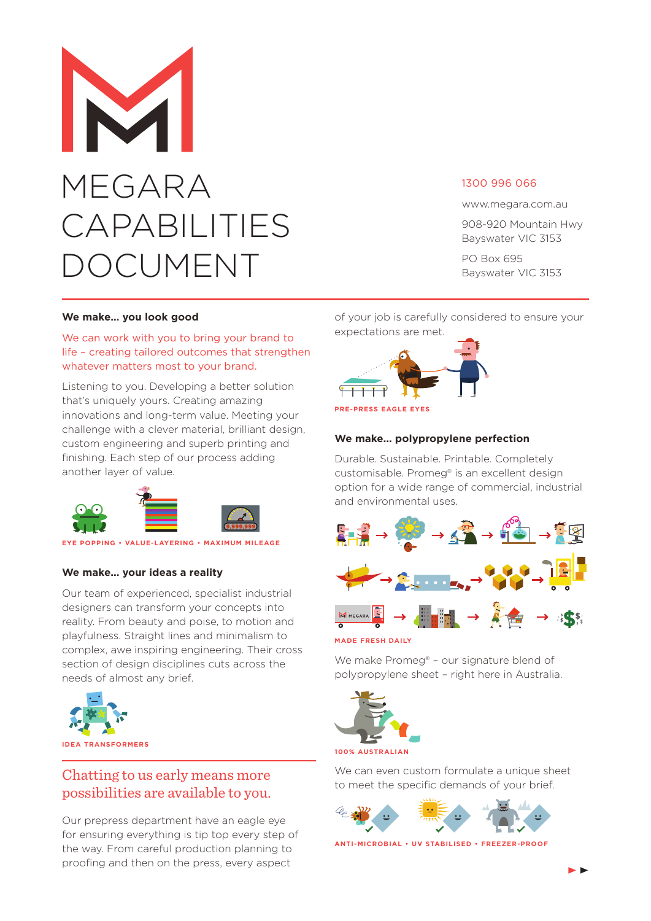# MEGARA CAPABILITIES DOCUMENT

1300 996 066

www.megara.com.au

908-920 Mountain Hwy
Bayswater VIC 3153

PO Box 695
Bayswater VIC 3153

## We make... you look good

We can work with you to bring your brand to life – creating tailored outcomes that strengthen whatever matters most to your brand.

Listening to you. Developing a better solution that's uniquely yours. Creating amazing innovations and long-term value. Meeting your challenge with a clever material, brilliant design, custom engineering and superb printing and finishing. Each step of our process adding another layer of value.

EYE POPPING • VALUE-LAYERING • MAXIMUM MILEAGE

## We make... your ideas a reality

Our team of experienced, specialist industrial designers can transform your concepts into reality. From beauty and poise, to motion and playfulness. Straight lines and minimalism to complex, awe inspiring engineering. Their cross section of design disciplines cuts across the needs of almost any brief.

IDEA TRANSFORMERS

## Chatting to us early means more possibilities are available to you.

Our prepress department have an eagle eye for ensuring everything is tip top every step of the way. From careful production planning to proofing and then on the press, every aspect of your job is carefully considered to ensure your expectations are met.

PRE-PRESS EAGLE EYES

## We make... polypropylene perfection

Durable. Sustainable. Printable. Completely customisable. Promeg® is an excellent design option for a wide range of commercial, industrial and environmental uses.

MADE FRESH DAILY

We make Promeg® – our signature blend of polypropylene sheet – right here in Australia.

100% AUSTRALIAN

We can even custom formulate a unique sheet to meet the specific demands of your brief.

ANTI-MICROBIAL • UV STABILISED • FREEZER-PROOF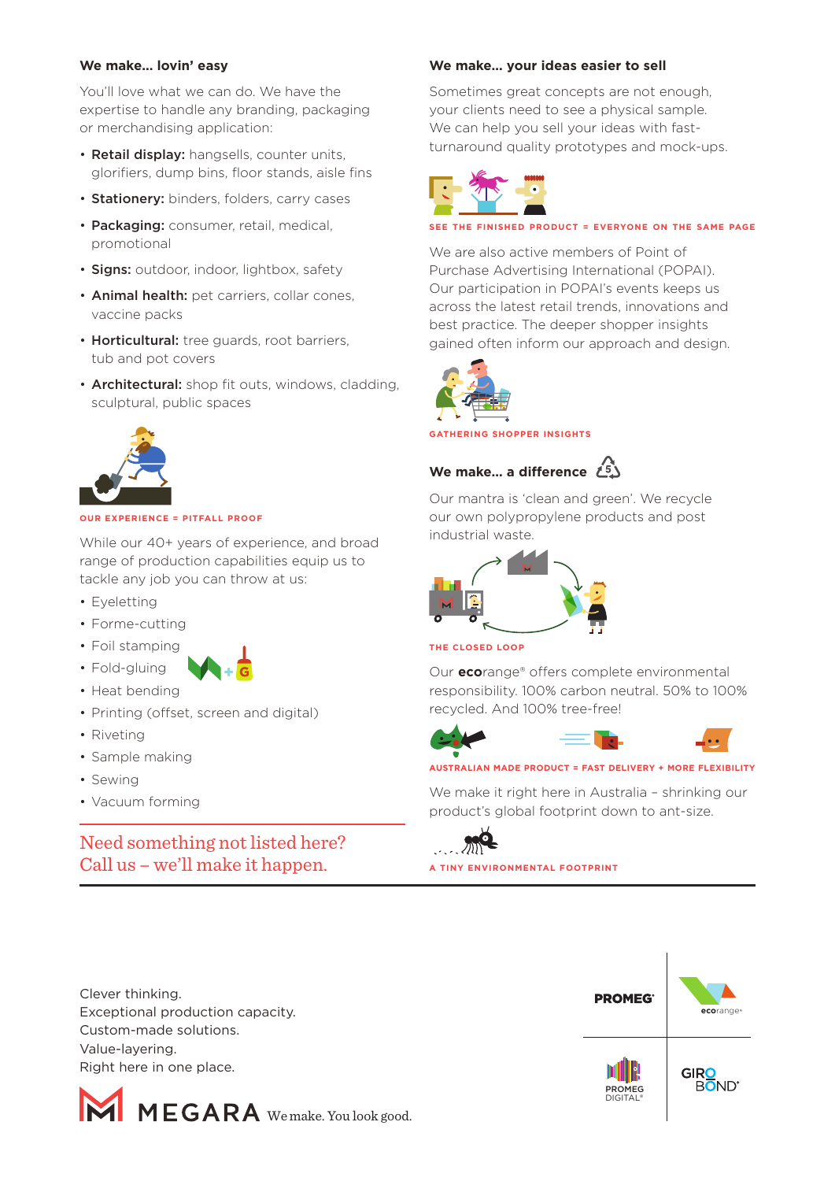### We make... lovin' easy

You'll love what we can do. We have the expertise to handle any branding, packaging or merchandising application:

- **Retail display:** hangsells, counter units, glorifiers, dump bins, floor stands, aisle fins
- **Stationery:** binders, folders, carry cases
- **Packaging:** consumer, retail, medical, promotional
- **Signs:** outdoor, indoor, lightbox, safety
- **Animal health:** pet carriers, collar cones, vaccine packs
- **Horticultural:** tree guards, root barriers, tub and pot covers
- **Architectural:** shop fit outs, windows, cladding, sculptural, public spaces

OUR EXPERIENCE = PITFALL PROOF

While our 40+ years of experience, and broad range of production capabilities equip us to tackle any job you can throw at us:

- Eyeletting
- Forme-cutting
- Foil stamping
- Fold-gluing
- Heat bending
- Printing (offset, screen and digital)
- Riveting
- Sample making
- Sewing
- Vacuum forming

Need something not listed here?
Call us – we'll make it happen.

### We make... your ideas easier to sell

Sometimes great concepts are not enough, your clients need to see a physical sample. We can help you sell your ideas with fast-turnaround quality prototypes and mock-ups.

SEE THE FINISHED PRODUCT = EVERYONE ON THE SAME PAGE

We are also active members of Point of Purchase Advertising International (POPAI). Our participation in POPAI's events keeps us across the latest retail trends, innovations and best practice. The deeper shopper insights gained often inform our approach and design.

GATHERING SHOPPER INSIGHTS

### We make... a difference

Our mantra is 'clean and green'. We recycle our own polypropylene products and post industrial waste.

THE CLOSED LOOP

Our **eco**range® offers complete environmental responsibility. 100% carbon neutral. 50% to 100% recycled. And 100% tree-free!

AUSTRALIAN MADE PRODUCT = FAST DELIVERY + MORE FLEXIBILITY

We make it right here in Australia – shrinking our product's global footprint down to ant-size.

A TINY ENVIRONMENTAL FOOTPRINT

Clever thinking.
Exceptional production capacity.
Custom-made solutions.
Value-layering.
Right here in one place.

MEGARA We make. You look good.

PROMEG® | ecorange®
PROMEG DIGITAL® | GIRO BOND®